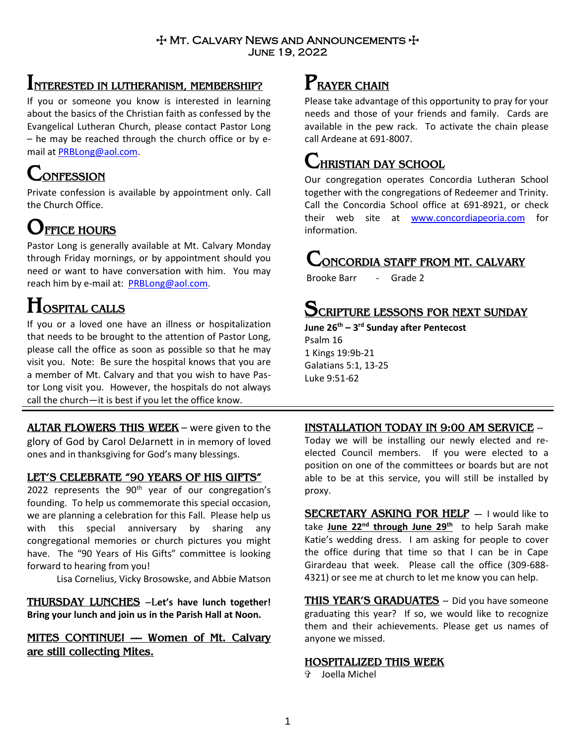# ☩ Mt. Calvary News and Announcements ☩
June 19, 2022

## Interested in Lutheranism, Membership?

If you or someone you know is interested in learning about the basics of the Christian faith as confessed by the Evangelical Lutheran Church, please contact Pastor Long – he may be reached through the church office or by e-mail at PRBLong@aol.com.

## Confession

Private confession is available by appointment only. Call the Church Office.

## Office Hours

Pastor Long is generally available at Mt. Calvary Monday through Friday mornings, or by appointment should you need or want to have conversation with him. You may reach him by e-mail at: PRBLong@aol.com.

## Hospital Calls

If you or a loved one have an illness or hospitalization that needs to be brought to the attention of Pastor Long, please call the office as soon as possible so that he may visit you. Note: Be sure the hospital knows that you are a member of Mt. Calvary and that you wish to have Pastor Long visit you. However, the hospitals do not always call the church—it is best if you let the office know.

## Prayer Chain

Please take advantage of this opportunity to pray for your needs and those of your friends and family. Cards are available in the pew rack. To activate the chain please call Ardeane at 691-8007.

## Christian Day School

Our congregation operates Concordia Lutheran School together with the congregations of Redeemer and Trinity. Call the Concordia School office at 691-8921, or check their web site at www.concordiapeoria.com for information.

## Concordia Staff from Mt. Calvary

Brooke Barr - Grade 2

## Scripture Lessons for Next Sunday

**June 26th – 3rd Sunday after Pentecost**
Psalm 16
1 Kings 19:9b-21
Galatians 5:1, 13-25
Luke 9:51-62

---

**ALTAR FLOWERS THIS WEEK** – were given to the glory of God by Carol DeJarnett in in memory of loved ones and in thanksgiving for God's many blessings.

**LET'S CELEBRATE "90 YEARS OF HIS GIFTS"**
2022 represents the 90th year of our congregation's founding. To help us commemorate this special occasion, we are planning a celebration for this Fall. Please help us with this special anniversary by sharing any congregational memories or church pictures you might have. The "90 Years of His Gifts" committee is looking forward to hearing from you!

Lisa Cornelius, Vicky Brosowske, and Abbie Matson

**THURSDAY LUNCHES** –**Let's have lunch together! Bring your lunch and join us in the Parish Hall at Noon.**

**MITES CONTINUE! — Women of Mt. Calvary are still collecting Mites.**

**INSTALLATION TODAY IN 9:00 AM SERVICE** -- Today we will be installing our newly elected and re-elected Council members. If you were elected to a position on one of the committees or boards but are not able to be at this service, you will still be installed by proxy.

**SECRETARY ASKING FOR HELP** — I would like to take **June 22nd through June 29th** to help Sarah make Katie's wedding dress. I am asking for people to cover the office during that time so that I can be in Cape Girardeau that week. Please call the office (309-688-4321) or see me at church to let me know you can help.

**THIS YEAR'S GRADUATES** -- Did you have someone graduating this year? If so, we would like to recognize them and their achievements. Please get us names of anyone we missed.

**HOSPITALIZED THIS WEEK**
- Joella Michel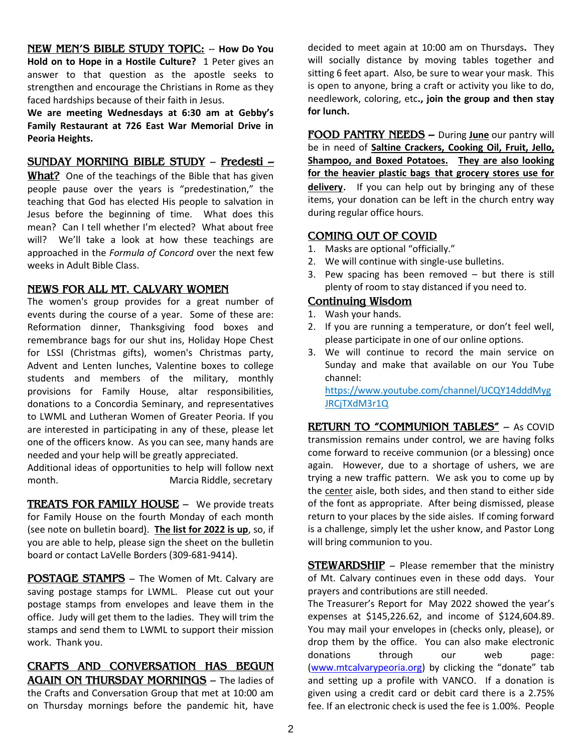**NEW MEN'S BIBLE STUDY TOPIC:** -- **How Do You Hold on to Hope in a Hostile Culture?** 1 Peter gives an answer to that question as the apostle seeks to strengthen and encourage the Christians in Rome as they faced hardships because of their faith in Jesus.

**We are meeting Wednesdays at 6:30 am at Gebby's Family Restaurant at 726 East War Memorial Drive in Peoria Heights.**

**SUNDAY MORNING BIBLE STUDY** – **Predesti – What?** One of the teachings of the Bible that has given people pause over the years is "predestination," the teaching that God has elected His people to salvation in Jesus before the beginning of time. What does this mean? Can I tell whether I'm elected? What about free will? We'll take a look at how these teachings are approached in the *Formula of Concord* over the next few weeks in Adult Bible Class.

**NEWS FOR ALL MT. CALVARY WOMEN**

The women's group provides for a great number of events during the course of a year. Some of these are: Reformation dinner, Thanksgiving food boxes and remembrance bags for our shut ins, Holiday Hope Chest for LSSI (Christmas gifts), women's Christmas party, Advent and Lenten lunches, Valentine boxes to college students and members of the military, monthly provisions for Family House, altar responsibilities, donations to a Concordia Seminary, and representatives to LWML and Lutheran Women of Greater Peoria. If you are interested in participating in any of these, please let one of the officers know. As you can see, many hands are needed and your help will be greatly appreciated.

Additional ideas of opportunities to help will follow next month. Marcia Riddle, secretary

**TREATS FOR FAMILY HOUSE** – We provide treats for Family House on the fourth Monday of each month (see note on bulletin board). **The list for 2022 is up**, so, if you are able to help, please sign the sheet on the bulletin board or contact LaVelle Borders (309-681-9414).

**POSTAGE STAMPS** – The Women of Mt. Calvary are saving postage stamps for LWML. Please cut out your postage stamps from envelopes and leave them in the office. Judy will get them to the ladies. They will trim the stamps and send them to LWML to support their mission work. Thank you.

**CRAFTS AND CONVERSATION HAS BEGUN AGAIN ON THURSDAY MORNINGS** – The ladies of the Crafts and Conversation Group that met at 10:00 am on Thursday mornings before the pandemic hit, have decided to meet again at 10:00 am on Thursdays**.** They will socially distance by moving tables together and sitting 6 feet apart. Also, be sure to wear your mask. This is open to anyone, bring a craft or activity you like to do, needlework, coloring, etc**., join the group and then stay for lunch.**

**FOOD PANTRY NEEDS** – During **June** our pantry will be in need of **Saltine Crackers, Cooking Oil, Fruit, Jello, Shampoo, and Boxed Potatoes. They are also looking for the heavier plastic bags that grocery stores use for delivery.** If you can help out by bringing any of these items, your donation can be left in the church entry way during regular office hours.

**COMING OUT OF COVID**

1. Masks are optional "officially."
2. We will continue with single-use bulletins.
3. Pew spacing has been removed – but there is still plenty of room to stay distanced if you need to.

**Continuing Wisdom**

1. Wash your hands.
2. If you are running a temperature, or don't feel well, please participate in one of our online options.
3. We will continue to record the main service on Sunday and make that available on our You Tube channel: https://www.youtube.com/channel/UCQY14dddMygJRCjTXdM3r1Q

**RETURN TO "COMMUNION TABLES"** – As COVID transmission remains under control, we are having folks come forward to receive communion (or a blessing) once again. However, due to a shortage of ushers, we are trying a new traffic pattern. We ask you to come up by the center aisle, both sides, and then stand to either side of the font as appropriate. After being dismissed, please return to your places by the side aisles. If coming forward is a challenge, simply let the usher know, and Pastor Long will bring communion to you.

**STEWARDSHIP** – Please remember that the ministry of Mt. Calvary continues even in these odd days. Your prayers and contributions are still needed.

The Treasurer's Report for May 2022 showed the year's expenses at $145,226.62, and income of $124,604.89. You may mail your envelopes in (checks only, please), or drop them by the office. You can also make electronic donations through our web page: (www.mtcalvarypeoria.org) by clicking the "donate" tab and setting up a profile with VANCO. If a donation is given using a credit card or debit card there is a 2.75% fee. If an electronic check is used the fee is 1.00%. People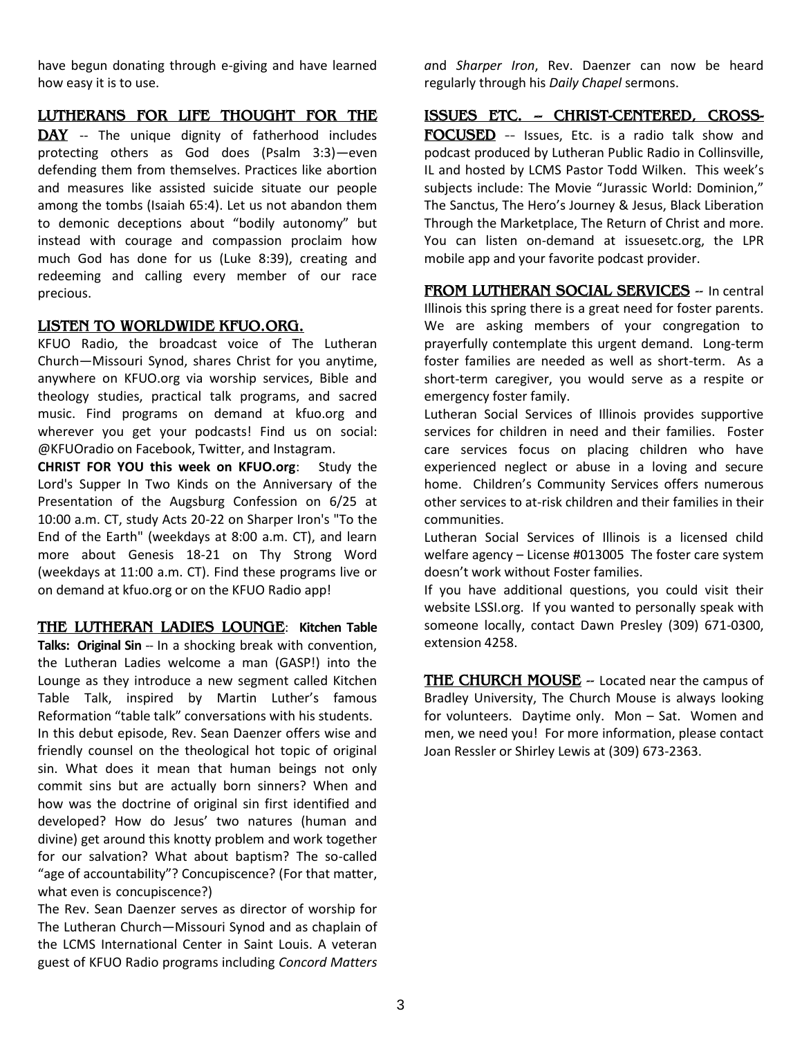have begun donating through e-giving and have learned how easy it is to use.

## LUTHERANS FOR LIFE THOUGHT FOR THE DAY

-- The unique dignity of fatherhood includes protecting others as God does (Psalm 3:3)—even defending them from themselves. Practices like abortion and measures like assisted suicide situate our people among the tombs (Isaiah 65:4). Let us not abandon them to demonic deceptions about "bodily autonomy" but instead with courage and compassion proclaim how much God has done for us (Luke 8:39), creating and redeeming and calling every member of our race precious.

## LISTEN TO WORLDWIDE KFUO.ORG.

KFUO Radio, the broadcast voice of The Lutheran Church—Missouri Synod, shares Christ for you anytime, anywhere on KFUO.org via worship services, Bible and theology studies, practical talk programs, and sacred music. Find programs on demand at kfuo.org and wherever you get your podcasts! Find us on social: @KFUOradio on Facebook, Twitter, and Instagram.

**CHRIST FOR YOU this week on KFUO.org**: Study the Lord's Supper In Two Kinds on the Anniversary of the Presentation of the Augsburg Confession on 6/25 at 10:00 a.m. CT, study Acts 20-22 on Sharper Iron's "To the End of the Earth" (weekdays at 8:00 a.m. CT), and learn more about Genesis 18-21 on Thy Strong Word (weekdays at 11:00 a.m. CT). Find these programs live or on demand at kfuo.org or on the KFUO Radio app!

## THE LUTHERAN LADIES LOUNGE: Kitchen Table Talks: Original Sin

-- In a shocking break with convention, the Lutheran Ladies welcome a man (GASP!) into the Lounge as they introduce a new segment called Kitchen Table Talk, inspired by Martin Luther's famous Reformation "table talk" conversations with his students. In this debut episode, Rev. Sean Daenzer offers wise and friendly counsel on the theological hot topic of original sin. What does it mean that human beings not only commit sins but are actually born sinners? When and how was the doctrine of original sin first identified and developed? How do Jesus' two natures (human and divine) get around this knotty problem and work together for our salvation? What about baptism? The so-called "age of accountability"? Concupiscence? (For that matter, what even is concupiscence?)

The Rev. Sean Daenzer serves as director of worship for The Lutheran Church—Missouri Synod and as chaplain of the LCMS International Center in Saint Louis. A veteran guest of KFUO Radio programs including *Concord Matters and Sharper Iron*, Rev. Daenzer can now be heard regularly through his *Daily Chapel* sermons.

## ISSUES ETC. -- CHRIST-CENTERED, CROSS-FOCUSED

-- Issues, Etc. is a radio talk show and podcast produced by Lutheran Public Radio in Collinsville, IL and hosted by LCMS Pastor Todd Wilken. This week's subjects include: The Movie "Jurassic World: Dominion," The Sanctus, The Hero's Journey & Jesus, Black Liberation Through the Marketplace, The Return of Christ and more. You can listen on-demand at issuesetc.org, the LPR mobile app and your favorite podcast provider.

## FROM LUTHERAN SOCIAL SERVICES

-- In central Illinois this spring there is a great need for foster parents. We are asking members of your congregation to prayerfully contemplate this urgent demand. Long-term foster families are needed as well as short-term. As a short-term caregiver, you would serve as a respite or emergency foster family.

Lutheran Social Services of Illinois provides supportive services for children in need and their families. Foster care services focus on placing children who have experienced neglect or abuse in a loving and secure home. Children's Community Services offers numerous other services to at-risk children and their families in their communities.

Lutheran Social Services of Illinois is a licensed child welfare agency – License #013005 The foster care system doesn't work without Foster families.

If you have additional questions, you could visit their website LSSI.org. If you wanted to personally speak with someone locally, contact Dawn Presley (309) 671-0300, extension 4258.

## THE CHURCH MOUSE

-- Located near the campus of Bradley University, The Church Mouse is always looking for volunteers. Daytime only. Mon – Sat. Women and men, we need you! For more information, please contact Joan Ressler or Shirley Lewis at (309) 673-2363.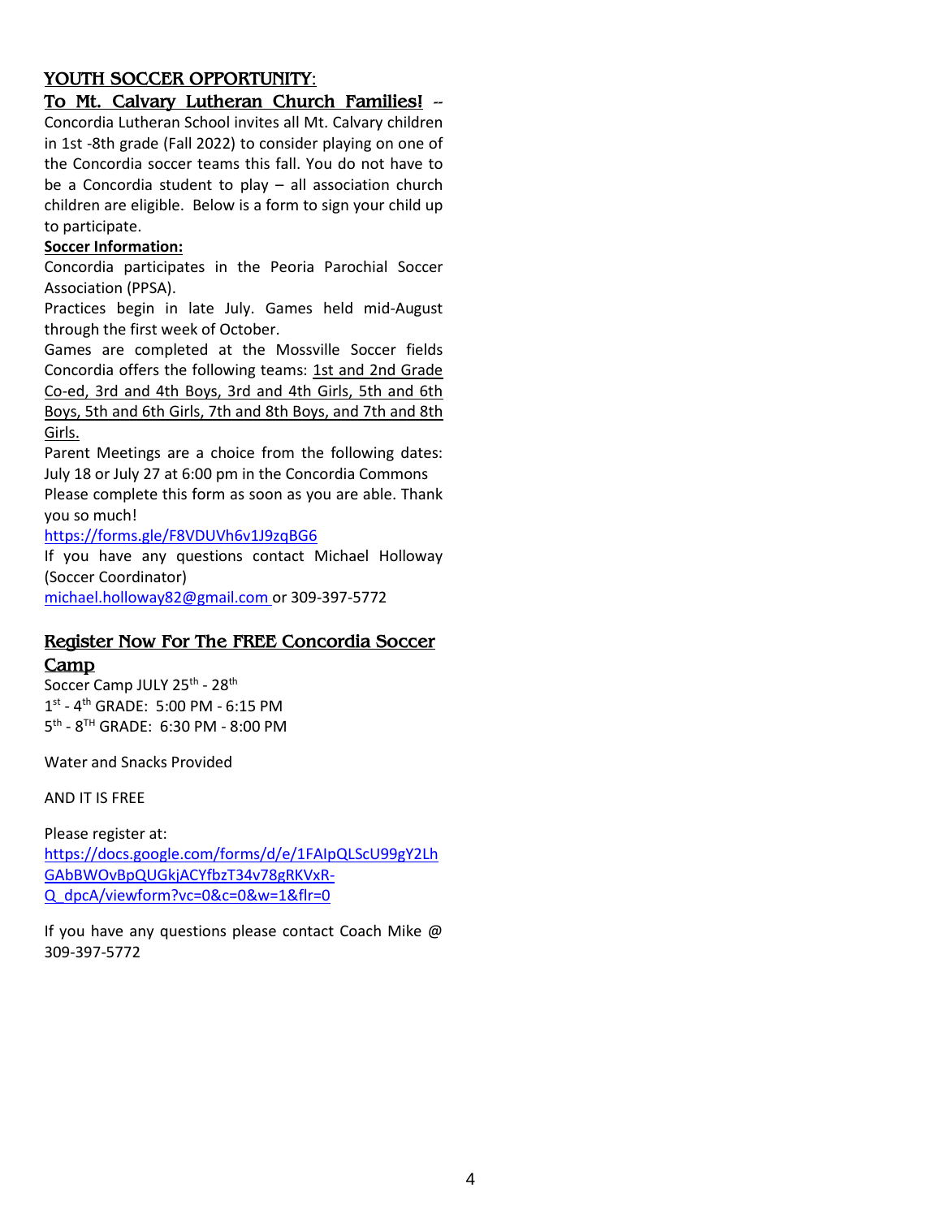## YOUTH SOCCER OPPORTUNITY:

**To Mt. Calvary Lutheran Church Families!** -- Concordia Lutheran School invites all Mt. Calvary children in 1st -8th grade (Fall 2022) to consider playing on one of the Concordia soccer teams this fall. You do not have to be a Concordia student to play – all association church children are eligible. Below is a form to sign your child up to participate.

**Soccer Information:**

Concordia participates in the Peoria Parochial Soccer Association (PPSA).

Practices begin in late July. Games held mid-August through the first week of October.

Games are completed at the Mossville Soccer fields Concordia offers the following teams: 1st and 2nd Grade Co-ed, 3rd and 4th Boys, 3rd and 4th Girls, 5th and 6th Boys, 5th and 6th Girls, 7th and 8th Boys, and 7th and 8th Girls.

Parent Meetings are a choice from the following dates: July 18 or July 27 at 6:00 pm in the Concordia Commons

Please complete this form as soon as you are able. Thank you so much!

https://forms.gle/F8VDUVh6v1J9zqBG6

If you have any questions contact Michael Holloway (Soccer Coordinator)

michael.holloway82@gmail.com or 309-397-5772

## Register Now For The FREE Concordia Soccer Camp

Soccer Camp JULY 25th - 28th

1st - 4th GRADE: 5:00 PM - 6:15 PM

5th - 8TH GRADE: 6:30 PM - 8:00 PM

Water and Snacks Provided

AND IT IS FREE

Please register at:
https://docs.google.com/forms/d/e/1FAIpQLScU99gY2LhGAbBWOvBpQUGkjACYfbzT34v78gRKVxR-Q_dpcA/viewform?vc=0&c=0&w=1&flr=0

If you have any questions please contact Coach Mike @ 309-397-5772